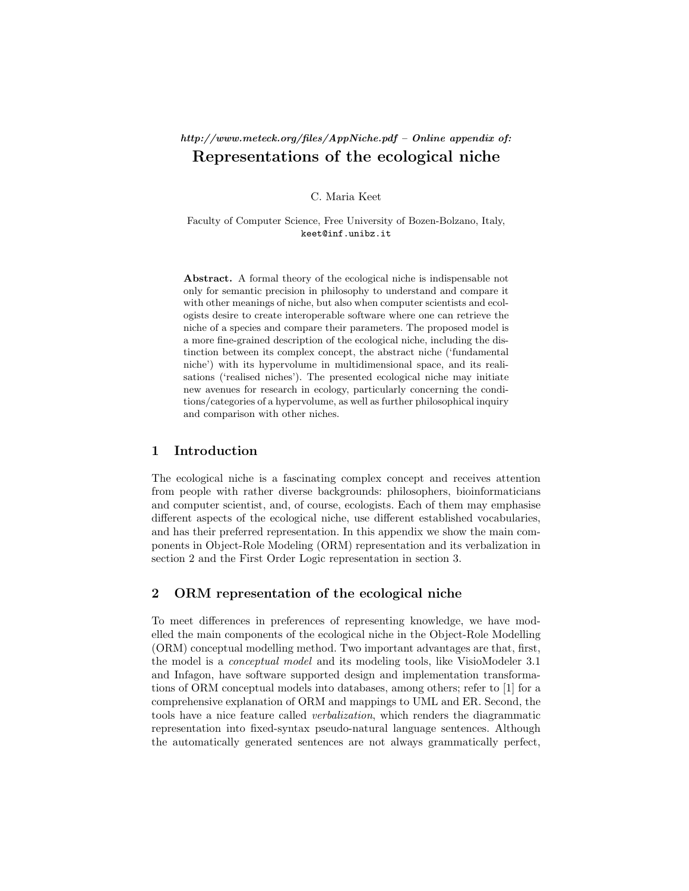*http://www.meteck.org/files/AppNiche.pdf – Online appendix of:*

# Representations of the ecological niche

C. Maria Keet

Faculty of Computer Science, Free University of Bozen-Bolzano, Italy,
keet@inf.unibz.it

**Abstract.** A formal theory of the ecological niche is indispensable not only for semantic precision in philosophy to understand and compare it with other meanings of niche, but also when computer scientists and ecologists desire to create interoperable software where one can retrieve the niche of a species and compare their parameters. The proposed model is a more fine-grained description of the ecological niche, including the distinction between its complex concept, the abstract niche ('fundamental niche') with its hypervolume in multidimensional space, and its realisations ('realised niches'). The presented ecological niche may initiate new avenues for research in ecology, particularly concerning the conditions/categories of a hypervolume, as well as further philosophical inquiry and comparison with other niches.

## 1 Introduction

The ecological niche is a fascinating complex concept and receives attention from people with rather diverse backgrounds: philosophers, bioinformaticians and computer scientist, and, of course, ecologists. Each of them may emphasise different aspects of the ecological niche, use different established vocabularies, and has their preferred representation. In this appendix we show the main components in Object-Role Modeling (ORM) representation and its verbalization in section 2 and the First Order Logic representation in section 3.

## 2 ORM representation of the ecological niche

To meet differences in preferences of representing knowledge, we have modelled the main components of the ecological niche in the Object-Role Modelling (ORM) conceptual modelling method. Two important advantages are that, first, the model is a *conceptual model* and its modeling tools, like VisioModeler 3.1 and Infagon, have software supported design and implementation transformations of ORM conceptual models into databases, among others; refer to [1] for a comprehensive explanation of ORM and mappings to UML and ER. Second, the tools have a nice feature called *verbalization*, which renders the diagrammatic representation into fixed-syntax pseudo-natural language sentences. Although the automatically generated sentences are not always grammatically perfect,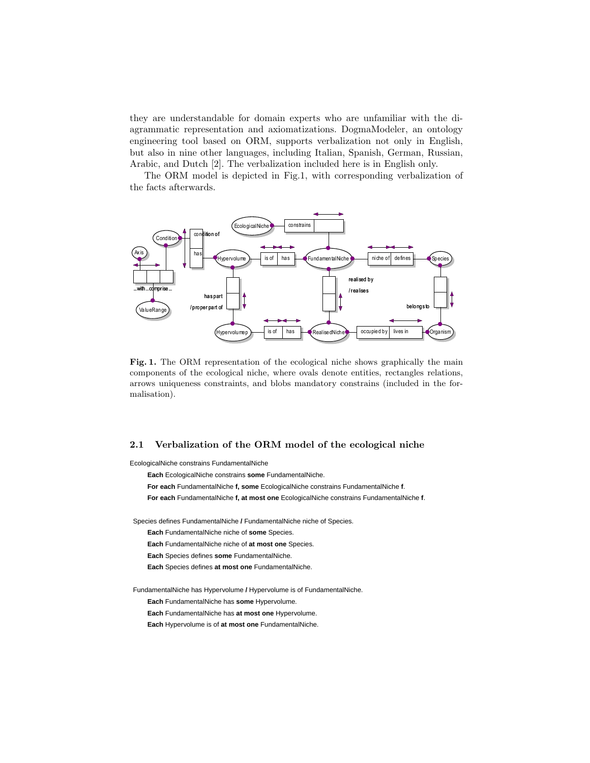they are understandable for domain experts who are unfamiliar with the diagrammatic representation and axiomatizations. DogmaModeler, an ontology engineering tool based on ORM, supports verbalization not only in English, but also in nine other languages, including Italian, Spanish, German, Russian, Arabic, and Dutch [2]. The verbalization included here is in English only.

The ORM model is depicted in Fig.1, with corresponding verbalization of the facts afterwards.

**Fig. 1.** The ORM representation of the ecological niche shows graphically the main components of the ecological niche, where ovals denote entities, rectangles relations, arrows uniqueness constraints, and blobs mandatory constrains (included in the formalisation).

### 2.1 Verbalization of the ORM model of the ecological niche

EcologicalNiche constrains FundamentalNiche

- **Each** EcologicalNiche constrains **some** FundamentalNiche.
- **For each** FundamentalNiche **f, some** EcologicalNiche constrains FundamentalNiche **f**.
- **For each** FundamentalNiche **f, at most one** EcologicalNiche constrains FundamentalNiche **f**.

Species defines FundamentalNiche **/** FundamentalNiche niche of Species.

- **Each** FundamentalNiche niche of **some** Species.
- **Each** FundamentalNiche niche of **at most one** Species.
- **Each** Species defines **some** FundamentalNiche.
- **Each** Species defines **at most one** FundamentalNiche.

FundamentalNiche has Hypervolume **/** Hypervolume is of FundamentalNiche.

- **Each** FundamentalNiche has **some** Hypervolume.
- **Each** FundamentalNiche has **at most one** Hypervolume.
- **Each** Hypervolume is of **at most one** FundamentalNiche.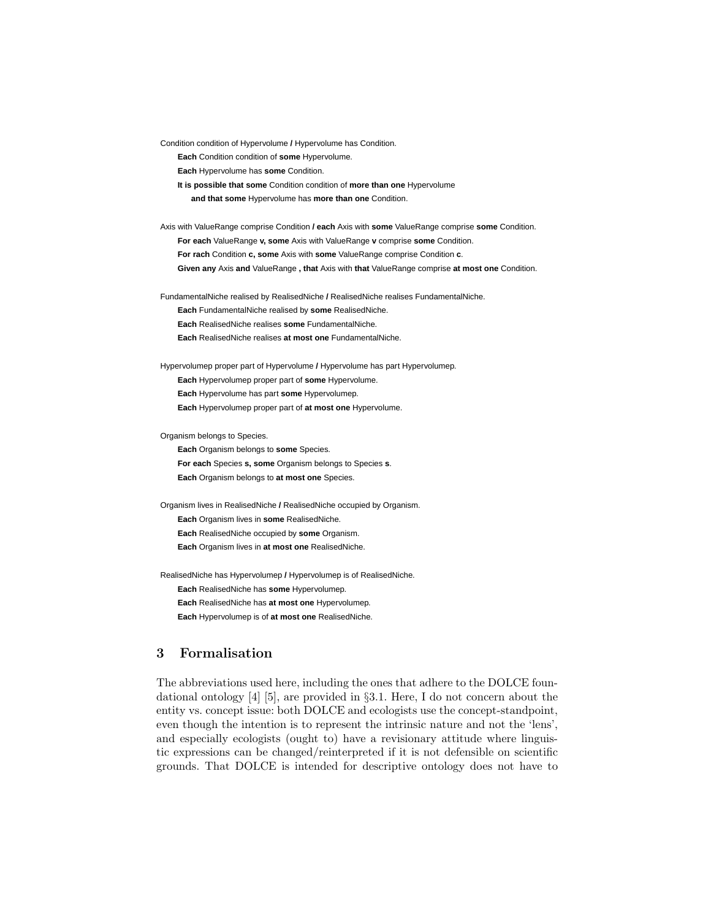Condition condition of Hypervolume **/** Hypervolume has Condition.

**Each** Condition condition of **some** Hypervolume.

**Each** Hypervolume has **some** Condition.

**It is possible that some** Condition condition of **more than one** Hypervolume
**and that some** Hypervolume has **more than one** Condition.

Axis with ValueRange comprise Condition **/ each** Axis with **some** ValueRange comprise **some** Condition.

**For each** ValueRange **v, some** Axis with ValueRange **v** comprise **some** Condition.

**For rach** Condition **c, some** Axis with **some** ValueRange comprise Condition **c**.

**Given any** Axis **and** ValueRange **, that** Axis with **that** ValueRange comprise **at most one** Condition.

FundamentalNiche realised by RealisedNiche **/** RealisedNiche realises FundamentalNiche.

**Each** FundamentalNiche realised by **some** RealisedNiche.

**Each** RealisedNiche realises **some** FundamentalNiche.

**Each** RealisedNiche realises **at most one** FundamentalNiche.

Hypervolumep proper part of Hypervolume **/** Hypervolume has part Hypervolumep.

**Each** Hypervolumep proper part of **some** Hypervolume.

**Each** Hypervolume has part **some** Hypervolumep.

**Each** Hypervolumep proper part of **at most one** Hypervolume.

Organism belongs to Species.

**Each** Organism belongs to **some** Species.

**For each** Species **s, some** Organism belongs to Species **s**.

**Each** Organism belongs to **at most one** Species.

Organism lives in RealisedNiche **/** RealisedNiche occupied by Organism.

**Each** Organism lives in **some** RealisedNiche.

**Each** RealisedNiche occupied by **some** Organism.

**Each** Organism lives in **at most one** RealisedNiche.

RealisedNiche has Hypervolumep **/** Hypervolumep is of RealisedNiche.

**Each** RealisedNiche has **some** Hypervolumep.

**Each** RealisedNiche has **at most one** Hypervolumep.

**Each** Hypervolumep is of **at most one** RealisedNiche.

## 3 Formalisation

The abbreviations used here, including the ones that adhere to the DOLCE foundational ontology [4] [5], are provided in §3.1. Here, I do not concern about the entity vs. concept issue: both DOLCE and ecologists use the concept-standpoint, even though the intention is to represent the intrinsic nature and not the 'lens', and especially ecologists (ought to) have a revisionary attitude where linguistic expressions can be changed/reinterpreted if it is not defensible on scientific grounds. That DOLCE is intended for descriptive ontology does not have to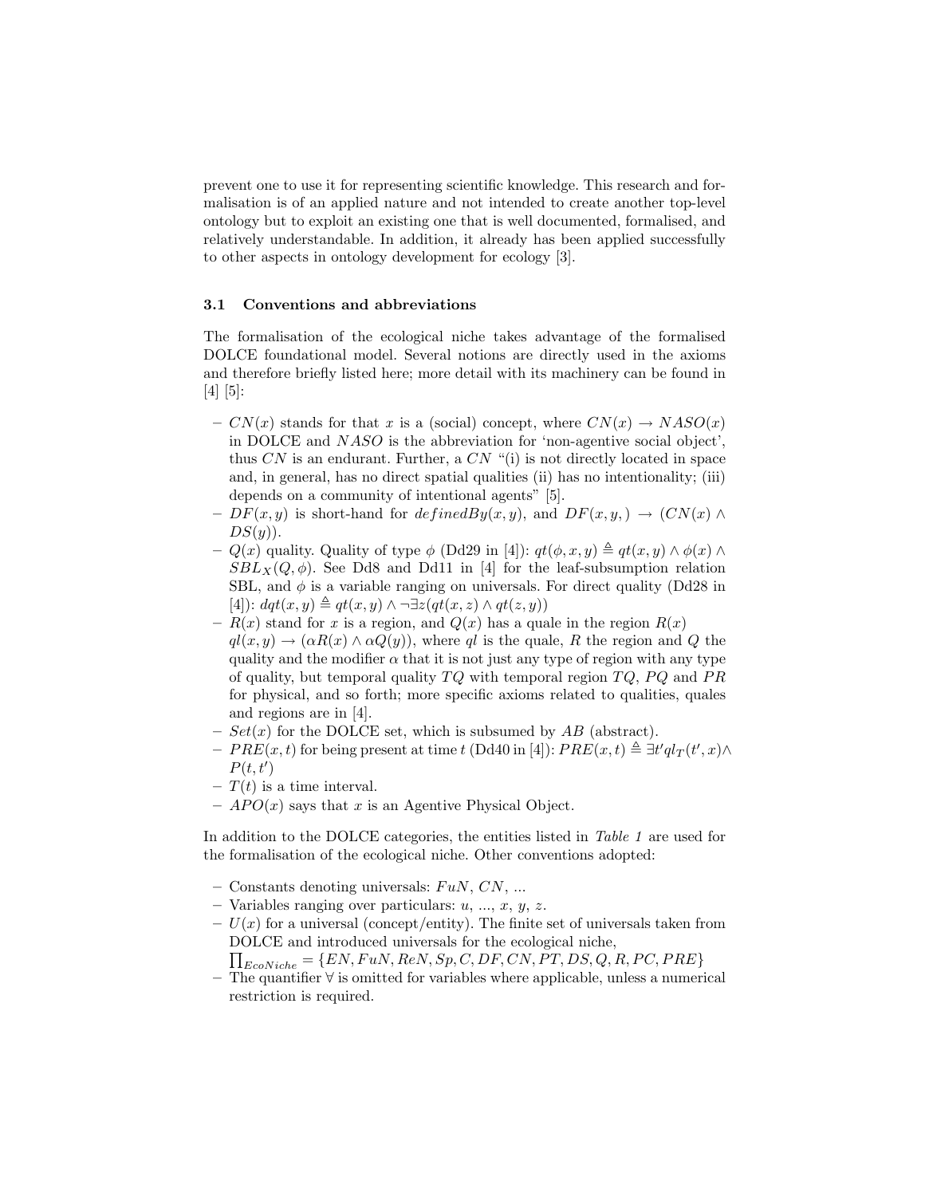prevent one to use it for representing scientific knowledge. This research and formalisation is of an applied nature and not intended to create another top-level ontology but to exploit an existing one that is well documented, formalised, and relatively understandable. In addition, it already has been applied successfully to other aspects in ontology development for ecology [3].

### 3.1 Conventions and abbreviations

The formalisation of the ecological niche takes advantage of the formalised DOLCE foundational model. Several notions are directly used in the axioms and therefore briefly listed here; more detail with its machinery can be found in [4] [5]:

- $CN(x)$ stands for that $x$ is a (social) concept, where $CN(x) \rightarrow NASO(x)$ in DOLCE and $NASO$ is the abbreviation for 'non-agentive social object', thus $CN$ is an endurant. Further, a $CN$ "(i) is not directly located in space and, in general, has no direct spatial qualities (ii) has no intentionality; (iii) depends on a community of intentional agents" [5].
- $DF(x, y)$ is short-hand for $definedBy(x, y)$, and $DF(x, y, ) \rightarrow (CN(x) \wedge DS(y))$.
- $Q(x)$ quality. Quality of type $\phi$ (Dd29 in [4]): $qt(\phi, x, y) \triangleq qt(x, y) \wedge \phi(x) \wedge SBL_X(Q, \phi)$. See Dd8 and Dd11 in [4] for the leaf-subsumption relation SBL, and $\phi$ is a variable ranging on universals. For direct quality (Dd28 in [4]): $dqt(x, y) \triangleq qt(x, y) \wedge \neg\exists z(qt(x, z) \wedge qt(z, y))$
- $R(x)$ stand for $x$ is a region, and $Q(x)$ has a quale in the region $R(x)$ $ql(x, y) \rightarrow (\alpha R(x) \wedge \alpha Q(y))$, where $ql$ is the quale, $R$ the region and $Q$ the quality and the modifier $\alpha$ that it is not just any type of region with any type of quality, but temporal quality $TQ$ with temporal region $TQ$, $PQ$ and $PR$ for physical, and so forth; more specific axioms related to qualities, quales and regions are in [4].
- $Set(x)$ for the DOLCE set, which is subsumed by $AB$ (abstract).
- $PRE(x, t)$ for being present at time $t$ (Dd40 in [4]): $PRE(x, t) \triangleq \exists t' ql_T(t', x) \wedge P(t, t')$
- $T(t)$ is a time interval.
- $APO(x)$ says that $x$ is an Agentive Physical Object.

In addition to the DOLCE categories, the entities listed in *Table 1* are used for the formalisation of the ecological niche. Other conventions adopted:

- Constants denoting universals: $FuN$, $CN$, ...
- Variables ranging over particulars: $u$, ..., $x$, $y$, $z$.
- $U(x)$ for a universal (concept/entity). The finite set of universals taken from DOLCE and introduced universals for the ecological niche, $\prod_{EcoNiche} = \{EN, FuN, ReN, Sp, C, DF, CN, PT, DS, Q, R, PC, PRE\}$
- The quantifier $\forall$ is omitted for variables where applicable, unless a numerical restriction is required.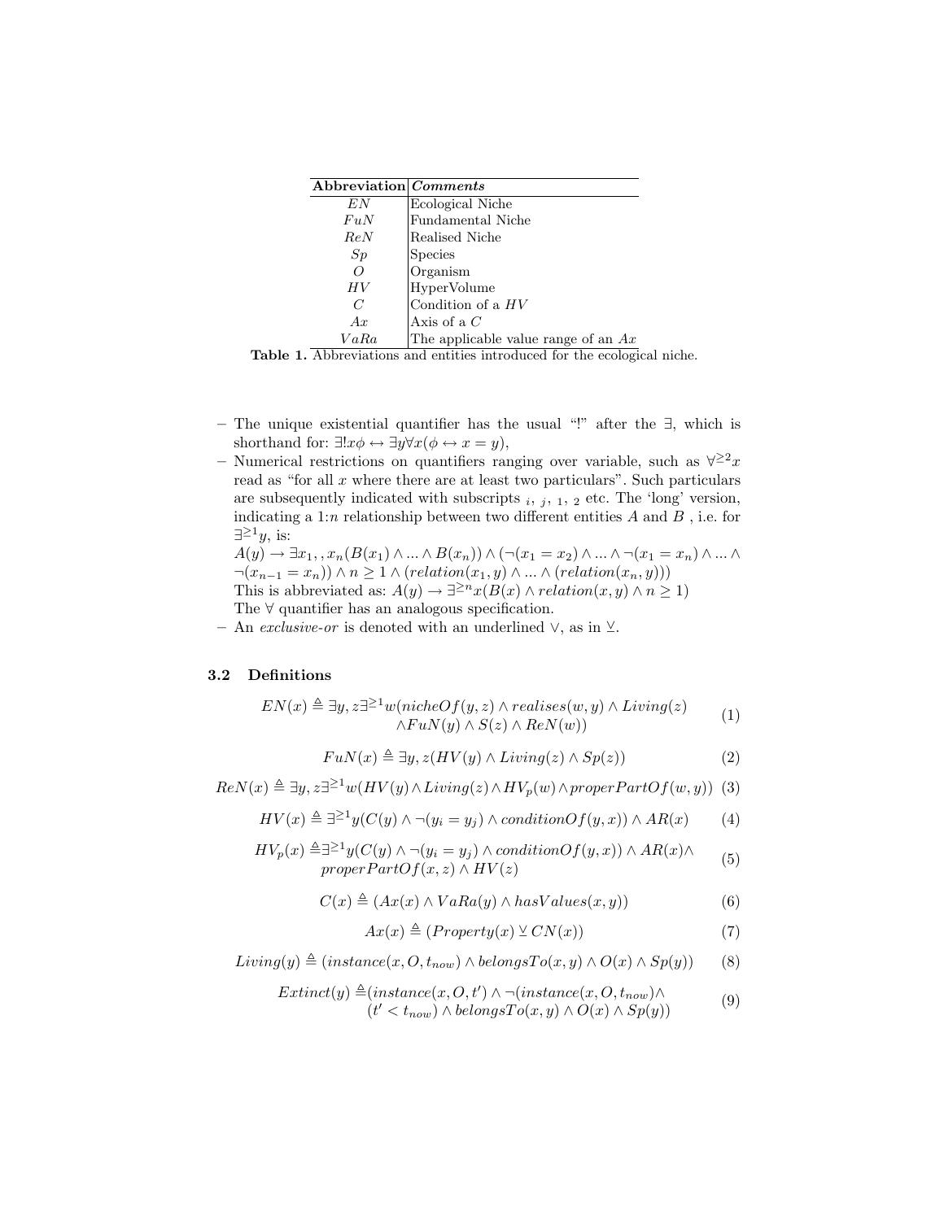| Abbreviation | *Comments* |
|---|---|
| $EN$ | Ecological Niche |
| $FuN$ | Fundamental Niche |
| $ReN$ | Realised Niche |
| $Sp$ | Species |
| $O$ | Organism |
| $HV$ | HyperVolume |
| $C$ | Condition of a $HV$ |
| $Ax$ | Axis of a $C$ |
| $VaRa$ | The applicable value range of an $Ax$ |

**Table 1.** Abbreviations and entities introduced for the ecological niche.

- The unique existential quantifier has the usual "!" after the $\exists$, which is shorthand for: $\exists! x\phi \leftrightarrow \exists y \forall x(\phi \leftrightarrow x = y)$,
- Numerical restrictions on quantifiers ranging over variable, such as $\forall^{\geq 2}x$ read as "for all $x$ where there are at least two particulars". Such particulars are subsequently indicated with subscripts $_i$, $_j$, $_1$, $_2$ etc. The 'long' version, indicating a 1:$n$ relationship between two different entities $A$ and $B$ , i.e. for $\exists^{\geq 1}y$, is:
  $A(y) \rightarrow \exists x_1, , x_n(B(x_1) \wedge ... \wedge B(x_n)) \wedge (\neg(x_1 = x_2) \wedge ... \wedge \neg(x_1 = x_n) \wedge ... \wedge \neg(x_{n-1} = x_n)) \wedge n \geq 1 \wedge (relation(x_1, y) \wedge ... \wedge (relation(x_n, y)))$
  This is abbreviated as: $A(y) \rightarrow \exists^{\geq n} x(B(x) \wedge relation(x, y) \wedge n \geq 1)$
  The $\forall$ quantifier has an analogous specification.
- An *exclusive-or* is denoted with an underlined $\vee$, as in $\underline{\vee}$.

### 3.2 Definitions

$$EN(x) \triangleq \exists y, z \exists^{\geq 1} w(nicheOf(y, z) \wedge realises(w, y) \wedge Living(z) \wedge FuN(y) \wedge S(z) \wedge ReN(w)) \quad (1)$$

$$FuN(x) \triangleq \exists y, z(HV(y) \wedge Living(z) \wedge Sp(z)) \quad (2)$$

$$ReN(x) \triangleq \exists y, z \exists^{\geq 1} w(HV(y) \wedge Living(z) \wedge HV_p(w) \wedge properPartOf(w, y)) \quad (3)$$

$$HV(x) \triangleq \exists^{\geq 1} y(C(y) \wedge \neg(y_i = y_j) \wedge conditionOf(y, x)) \wedge AR(x) \quad (4)$$

$$HV_p(x) \triangleq \exists^{\geq 1} y(C(y) \wedge \neg(y_i = y_j) \wedge conditionOf(y, x)) \wedge AR(x) \wedge properPartOf(x, z) \wedge HV(z) \quad (5)$$

$$C(x) \triangleq (Ax(x) \wedge VaRa(y) \wedge hasValues(x, y)) \quad (6)$$

$$Ax(x) \triangleq (Property(x) \underline{\vee} CN(x)) \quad (7)$$

$$Living(y) \triangleq (instance(x, O, t_{now}) \wedge belongsTo(x, y) \wedge O(x) \wedge Sp(y)) \quad (8)$$

$$Extinct(y) \triangleq (instance(x, O, t') \wedge \neg(instance(x, O, t_{now}) \wedge (t' < t_{now}) \wedge belongsTo(x, y) \wedge O(x) \wedge Sp(y)) \quad (9)$$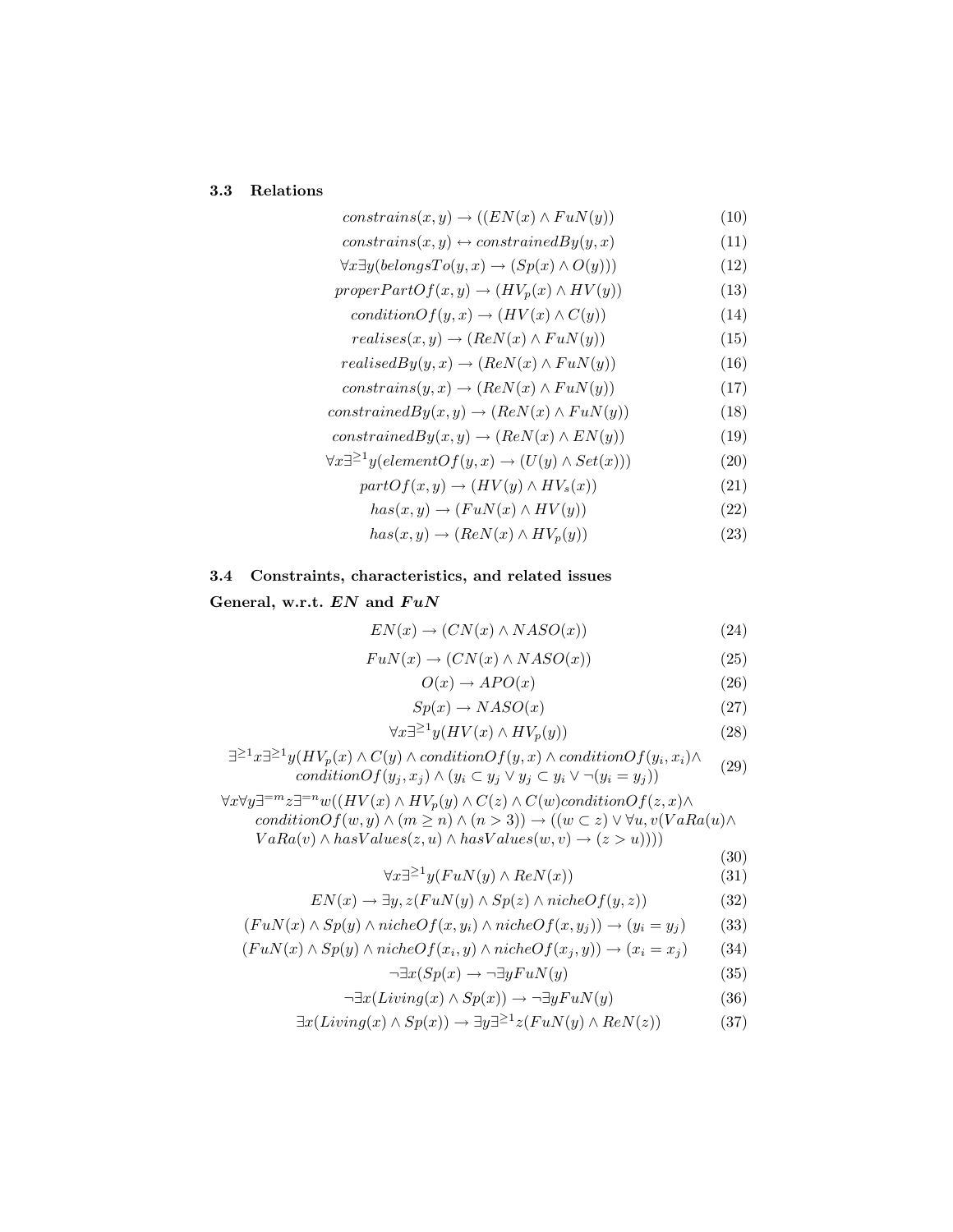### 3.3 Relations

$$constrains(x, y) \rightarrow ((EN(x) \wedge FuN(y)) \tag{10}$$

$$constrains(x, y) \leftrightarrow constrainedBy(y, x) \tag{11}$$

$$\forall x \exists y(belongsTo(y, x) \rightarrow (Sp(x) \wedge O(y))) \tag{12}$$

$$properPartOf(x, y) \rightarrow (HV_p(x) \wedge HV(y)) \tag{13}$$

$$conditionOf(y, x) \rightarrow (HV(x) \wedge C(y)) \tag{14}$$

$$realises(x, y) \rightarrow (ReN(x) \wedge FuN(y)) \tag{15}$$

$$realisedBy(y, x) \rightarrow (ReN(x) \wedge FuN(y)) \tag{16}$$

$$constrains(y, x) \rightarrow (ReN(x) \wedge FuN(y)) \tag{17}$$

$$constrainedBy(x, y) \rightarrow (ReN(x) \wedge FuN(y)) \tag{18}$$

$$constrainedBy(x, y) \rightarrow (ReN(x) \wedge EN(y)) \tag{19}$$

$$\forall x \exists^{\geq 1} y(elementOf(y, x) \rightarrow (U(y) \wedge Set(x))) \tag{20}$$

$$partOf(x, y) \rightarrow (HV(y) \wedge HV_s(x)) \tag{21}$$

$$has(x, y) \rightarrow (FuN(x) \wedge HV(y)) \tag{22}$$

$$has(x, y) \rightarrow (ReN(x) \wedge HV_p(y)) \tag{23}$$

### 3.4 Constraints, characteristics, and related issues

**General, w.r.t. *EN* and *FuN***

$$EN(x) \rightarrow (CN(x) \wedge NASO(x)) \tag{24}$$

$$FuN(x) \rightarrow (CN(x) \wedge NASO(x)) \tag{25}$$

$$O(x) \rightarrow APO(x) \tag{26}$$

$$Sp(x) \rightarrow NASO(x) \tag{27}$$

$$\forall x \exists^{\geq 1} y(HV(x) \wedge HV_p(y)) \tag{28}$$

$$\exists^{\geq 1} x \exists^{\geq 1} y(HV_p(x) \wedge C(y) \wedge conditionOf(y, x) \wedge conditionOf(y_i, x_i) \wedge conditionOf(y_j, x_j) \wedge (y_i \subset y_j \vee y_j \subset y_i \vee \neg(y_i = y_j)) \tag{29}$$

$$\forall x \forall y \exists^{=m} z \exists^{=n} w((HV(x) \wedge HV_p(y) \wedge C(z) \wedge C(w) conditionOf(z, x) \wedge conditionOf(w, y) \wedge (m \geq n) \wedge (n > 3)) \rightarrow ((w \subset z) \vee \forall u, v(VaRa(u) \wedge VaRa(v) \wedge hasValues(z, u) \wedge hasValues(w, v) \rightarrow (z > u)))) \tag{30}$$

$$\forall x \exists^{\geq 1} y(FuN(y) \wedge ReN(x)) \tag{31}$$

$$EN(x) \rightarrow \exists y, z(FuN(y) \wedge Sp(z) \wedge nicheOf(y, z)) \tag{32}$$

$$(FuN(x) \wedge Sp(y) \wedge nicheOf(x, y_i) \wedge nicheOf(x, y_j)) \rightarrow (y_i = y_j) \tag{33}$$

$$(FuN(x) \wedge Sp(y) \wedge nicheOf(x_i, y) \wedge nicheOf(x_j, y)) \rightarrow (x_i = x_j) \tag{34}$$

$$\neg \exists x(Sp(x) \rightarrow \neg \exists y FuN(y) \tag{35}$$

$$\neg \exists x(Living(x) \wedge Sp(x)) \rightarrow \neg \exists y FuN(y) \tag{36}$$

$$\exists x(Living(x) \wedge Sp(x)) \rightarrow \exists y \exists^{\geq 1} z(FuN(y) \wedge ReN(z)) \tag{37}$$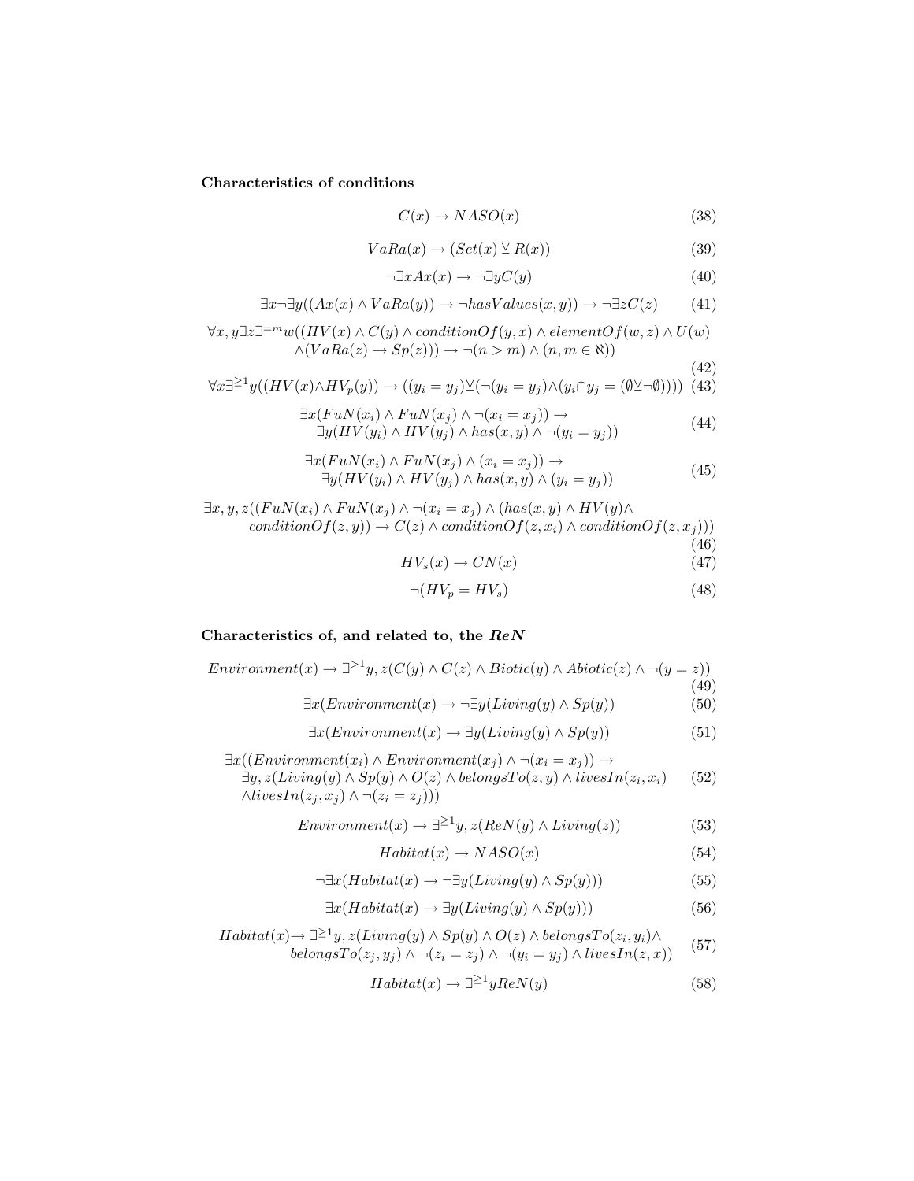**Characteristics of conditions**

$$C(x) \rightarrow NASO(x) \tag{38}$$

$$VaRa(x) \rightarrow (Set(x) \veebar R(x)) \tag{39}$$

$$\neg\exists x Ax(x) \rightarrow \neg\exists y C(y) \tag{40}$$

$$\exists x \neg\exists y((Ax(x) \wedge VaRa(y)) \rightarrow \neg hasValues(x,y)) \rightarrow \neg\exists z C(z) \tag{41}$$

$$\forall x,y \exists z \exists^{=m} w((HV(x) \wedge C(y) \wedge conditionOf(y,x) \wedge elementOf(w,z) \wedge U(w) \wedge (VaRa(z) \rightarrow Sp(z))) \rightarrow \neg(n > m) \wedge (n, m \in \aleph)) \tag{42}$$

$$\forall x \exists^{\geq 1} y((HV(x) \wedge HV_p(y)) \rightarrow ((y_i = y_j) \veebar (\neg(y_i = y_j) \wedge (y_i \cap y_j = (\emptyset \veebar \neg\emptyset)))) \tag{43}$$

$$\exists x(FuN(x_i) \wedge FuN(x_j) \wedge \neg(x_i = x_j)) \rightarrow \exists y(HV(y_i) \wedge HV(y_j) \wedge has(x,y) \wedge \neg(y_i = y_j)) \tag{44}$$

$$\exists x(FuN(x_i) \wedge FuN(x_j) \wedge (x_i = x_j)) \rightarrow \exists y(HV(y_i) \wedge HV(y_j) \wedge has(x,y) \wedge (y_i = y_j)) \tag{45}$$

$$\exists x,y,z((FuN(x_i) \wedge FuN(x_j) \wedge \neg(x_i = x_j) \wedge (has(x,y) \wedge HV(y) \wedge conditionOf(z,y)) \rightarrow C(z) \wedge conditionOf(z,x_i) \wedge conditionOf(z,x_j))) \tag{46}$$

$$HV_s(x) \rightarrow CN(x) \tag{47}$$

$$\neg(HV_p = HV_s) \tag{48}$$

**Characteristics of, and related to, the *ReN***

$$Environment(x) \rightarrow \exists^{>1} y,z(C(y) \wedge C(z) \wedge Biotic(y) \wedge Abiotic(z) \wedge \neg(y = z)) \tag{49}$$

$$\exists x(Environment(x) \rightarrow \neg\exists y(Living(y) \wedge Sp(y)) \tag{50}$$

$$\exists x(Environment(x) \rightarrow \exists y(Living(y) \wedge Sp(y)) \tag{51}$$

$$\exists x((Environment(x_i) \wedge Environment(x_j) \wedge \neg(x_i = x_j)) \rightarrow \exists y,z(Living(y) \wedge Sp(y) \wedge O(z) \wedge belongsTo(z,y) \wedge livesIn(z_i,x_i) \wedge livesIn(z_j,x_j) \wedge \neg(z_i = z_j))) \tag{52}$$

$$Environment(x) \rightarrow \exists^{\geq 1} y,z(ReN(y) \wedge Living(z)) \tag{53}$$

$$Habitat(x) \rightarrow NASO(x) \tag{54}$$

$$\neg\exists x(Habitat(x) \rightarrow \neg\exists y(Living(y) \wedge Sp(y))) \tag{55}$$

$$\exists x(Habitat(x) \rightarrow \exists y(Living(y) \wedge Sp(y))) \tag{56}$$

$$Habitat(x) \rightarrow \exists^{\geq 1} y,z(Living(y) \wedge Sp(y) \wedge O(z) \wedge belongsTo(z_i,y_i) \wedge belongsTo(z_j,y_j) \wedge \neg(z_i = z_j) \wedge \neg(y_i = y_j) \wedge livesIn(z,x)) \tag{57}$$

$$Habitat(x) \rightarrow \exists^{\geq 1} y ReN(y) \tag{58}$$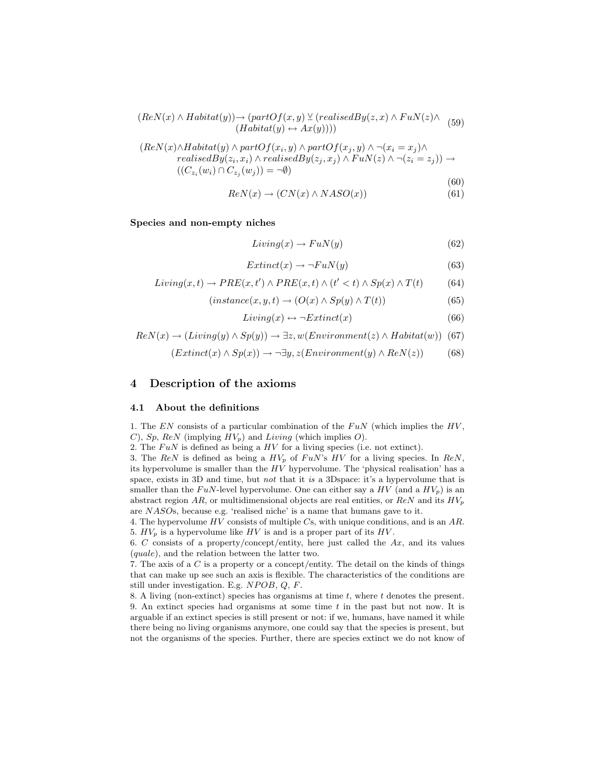$$(ReN(x) \land Habitat(y)) \rightarrow (partOf(x,y) \veebar (realisedBy(z,x) \land FuN(z) \land (Habitat(y) \leftrightarrow Ax(y)))) \quad (59)$$

$$(ReN(x) \land Habitat(y) \land partOf(x_i,y) \land partOf(x_j,y) \land \neg(x_i = x_j) \land realisedBy(z_i,x_i) \land realisedBy(z_j,x_j) \land FuN(z) \land \neg(z_i = z_j)) \rightarrow ((C_{z_i}(w_i) \cap C_{z_j}(w_j)) = \neg\emptyset) \quad (60)$$

$$ReN(x) \rightarrow (CN(x) \land NASO(x)) \quad (61)$$

**Species and non-empty niches**

$$Living(x) \rightarrow FuN(y) \quad (62)$$

$$Extinct(x) \rightarrow \neg FuN(y) \quad (63)$$

$$Living(x,t) \rightarrow PRE(x,t') \land PRE(x,t) \land (t' < t) \land Sp(x) \land T(t) \quad (64)$$

$$(instance(x,y,t) \rightarrow (O(x) \land Sp(y) \land T(t)) \quad (65)$$

$$Living(x) \leftrightarrow \neg Extinct(x) \quad (66)$$

$$ReN(x) \rightarrow (Living(y) \land Sp(y)) \rightarrow \exists z,w(Environment(z) \land Habitat(w)) \quad (67)$$

$$(Extinct(x) \land Sp(x)) \rightarrow \neg \exists y,z(Environment(y) \land ReN(z)) \quad (68)$$

## 4 Description of the axioms

### 4.1 About the definitions

1. The $EN$ consists of a particular combination of the $FuN$ (which implies the $HV$, $C$), $Sp$, $ReN$ (implying $HV_p$) and $Living$ (which implies $O$).
2. The $FuN$ is defined as being a $HV$ for a living species (i.e. not extinct).
3. The $ReN$ is defined as being a $HV_p$ of $FuN$'s $HV$ for a living species. In $ReN$, its hypervolume is smaller than the $HV$ hypervolume. The 'physical realisation' has a space, exists in 3D and time, but *not* that it *is* a 3Dspace: it's a hypervolume that is smaller than the $FuN$-level hypervolume. One can either say a $HV$ (and a $HV_p$) is an abstract region $AR$, or multidimensional objects are real entities, or $ReN$ and its $HV_p$ are $NASO$s, because e.g. 'realised niche' is a name that humans gave to it.
4. The hypervolume $HV$ consists of multiple $C$s, with unique conditions, and is an $AR$.
5. $HV_p$ is a hypervolume like $HV$ is and is a proper part of its $HV$.
6. $C$ consists of a property/concept/entity, here just called the $Ax$, and its values (*quale*), and the relation between the latter two.
7. The axis of a $C$ is a property or a concept/entity. The detail on the kinds of things that can make up see such an axis is flexible. The characteristics of the conditions are still under investigation. E.g. $NPOB$, $Q$, $F$.
8. A living (non-extinct) species has organisms at time $t$, where $t$ denotes the present.
9. An extinct species had organisms at some time $t$ in the past but not now. It is arguable if an extinct species is still present or not: if we, humans, have named it while there being no living organisms anymore, one could say that the species is present, but not the organisms of the species. Further, there are species extinct we do not know of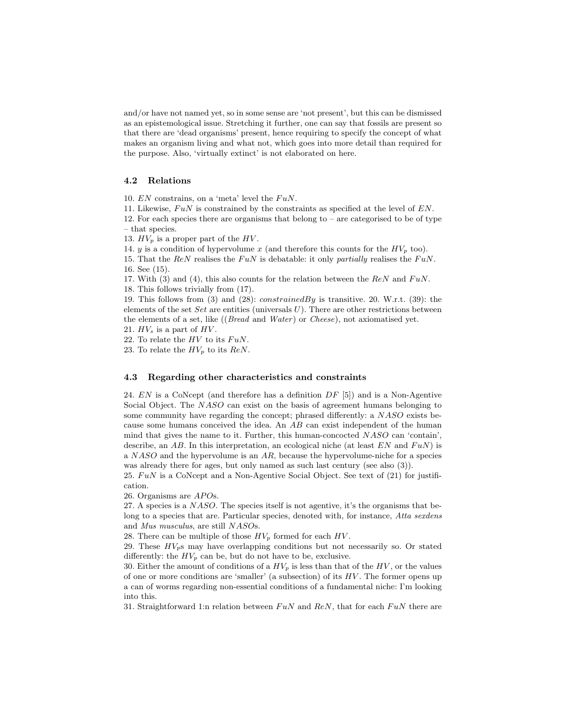and/or have not named yet, so in some sense are 'not present', but this can be dismissed as an epistemological issue. Stretching it further, one can say that fossils are present so that there are 'dead organisms' present, hence requiring to specify the concept of what makes an organism living and what not, which goes into more detail than required for the purpose. Also, 'virtually extinct' is not elaborated on here.

### 4.2 Relations

10. $EN$ constrains, on a 'meta' level the $FuN$.
11. Likewise, $FuN$ is constrained by the constraints as specified at the level of $EN$.
12. For each species there are organisms that belong to – are categorised to be of type – that species.
13. $HV_p$ is a proper part of the $HV$.
14. $y$ is a condition of hypervolume $x$ (and therefore this counts for the $HV_p$ too).
15. That the $ReN$ realises the $FuN$ is debatable: it only *partially* realises the $FuN$.
16. See (15).
17. With (3) and (4), this also counts for the relation between the $ReN$ and $FuN$.
18. This follows trivially from (17).
19. This follows from (3) and (28): *constrainedBy* is transitive. 20. W.r.t. (39): the elements of the set *Set* are entities (universals $U$). There are other restrictions between the elements of a set, like ((*Bread* and *Water*) or *Cheese*), not axiomatised yet.
21. $HV_s$ is a part of $HV$.
22. To relate the $HV$ to its $FuN$.
23. To relate the $HV_p$ to its $ReN$.

### 4.3 Regarding other characteristics and constraints

24. $EN$ is a CoNcept (and therefore has a definition $DF$ [5]) and is a Non-Agentive Social Object. The $NASO$ can exist on the basis of agreement humans belonging to some community have regarding the concept; phrased differently: a $NASO$ exists because some humans conceived the idea. An $AB$ can exist independent of the human mind that gives the name to it. Further, this human-concocted $NASO$ can 'contain', describe, an $AB$. In this interpretation, an ecological niche (at least $EN$ and $FuN$) is a $NASO$ and the hypervolume is an $AR$, because the hypervolume-niche for a species was already there for ages, but only named as such last century (see also (3)).
25. $FuN$ is a CoNcept and a Non-Agentive Social Object. See text of (21) for justification.
26. Organisms are $APO$s.
27. A species is a $NASO$. The species itself is not agentive, it's the organisms that belong to a species that are. Particular species, denoted with, for instance, *Atta sexdens* and *Mus musculus*, are still $NASO$s.
28. There can be multiple of those $HV_p$ formed for each $HV$.
29. These $HV_p$s may have overlapping conditions but not necessarily so. Or stated differently: the $HV_p$ can be, but do not have to be, exclusive.
30. Either the amount of conditions of a $HV_p$ is less than that of the $HV$, or the values of one or more conditions are 'smaller' (a subsection) of its $HV$. The former opens up a can of worms regarding non-essential conditions of a fundamental niche: I'm looking into this.
31. Straightforward 1:n relation between $FuN$ and $ReN$, that for each $FuN$ there are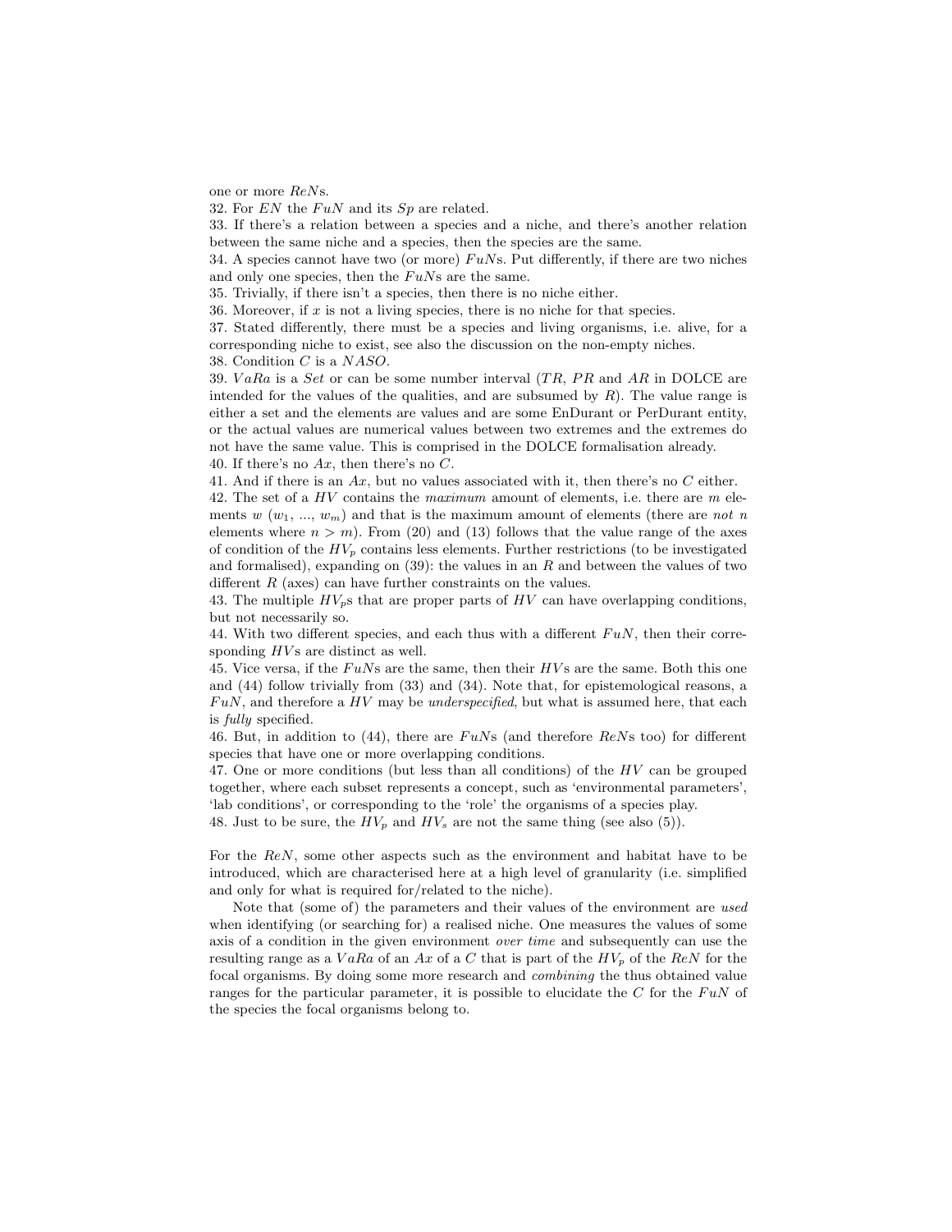one or more $ReN$s.

32. For $EN$ the $FuN$ and its $Sp$ are related.

33. If there's a relation between a species and a niche, and there's another relation between the same niche and a species, then the species are the same.

34. A species cannot have two (or more) $FuN$s. Put differently, if there are two niches and only one species, then the $FuN$s are the same.

35. Trivially, if there isn't a species, then there is no niche either.

36. Moreover, if $x$ is not a living species, there is no niche for that species.

37. Stated differently, there must be a species and living organisms, i.e. alive, for a corresponding niche to exist, see also the discussion on the non-empty niches.

38. Condition $C$ is a $NASO$.

39. $VaRa$ is a $Set$ or can be some number interval ($TR$, $PR$ and $AR$ in DOLCE are intended for the values of the qualities, and are subsumed by $R$). The value range is either a set and the elements are values and are some EnDurant or PerDurant entity, or the actual values are numerical values between two extremes and the extremes do not have the same value. This is comprised in the DOLCE formalisation already.

40. If there's no $Ax$, then there's no $C$.

41. And if there is an $Ax$, but no values associated with it, then there's no $C$ either.

42. The set of a $HV$ contains the *maximum* amount of elements, i.e. there are $m$ elements $w$ ($w_1$, ..., $w_m$) and that is the maximum amount of elements (there are *not* $n$ elements where $n > m$). From (20) and (13) follows that the value range of the axes of condition of the $HV_p$ contains less elements. Further restrictions (to be investigated and formalised), expanding on (39): the values in an $R$ and between the values of two different $R$ (axes) can have further constraints on the values.

43. The multiple $HV_p$s that are proper parts of $HV$ can have overlapping conditions, but not necessarily so.

44. With two different species, and each thus with a different $FuN$, then their corresponding $HV$s are distinct as well.

45. Vice versa, if the $FuN$s are the same, then their $HV$s are the same. Both this one and (44) follow trivially from (33) and (34). Note that, for epistemological reasons, a $FuN$, and therefore a $HV$ may be *underspecified*, but what is assumed here, that each is *fully* specified.

46. But, in addition to (44), there are $FuN$s (and therefore $ReN$s too) for different species that have one or more overlapping conditions.

47. One or more conditions (but less than all conditions) of the $HV$ can be grouped together, where each subset represents a concept, such as 'environmental parameters', 'lab conditions', or corresponding to the 'role' the organisms of a species play.

48. Just to be sure, the $HV_p$ and $HV_s$ are not the same thing (see also (5)).

For the $ReN$, some other aspects such as the environment and habitat have to be introduced, which are characterised here at a high level of granularity (i.e. simplified and only for what is required for/related to the niche).

Note that (some of) the parameters and their values of the environment are *used* when identifying (or searching for) a realised niche. One measures the values of some axis of a condition in the given environment *over time* and subsequently can use the resulting range as a $VaRa$ of an $Ax$ of a $C$ that is part of the $HV_p$ of the $ReN$ for the focal organisms. By doing some more research and *combining* the thus obtained value ranges for the particular parameter, it is possible to elucidate the $C$ for the $FuN$ of the species the focal organisms belong to.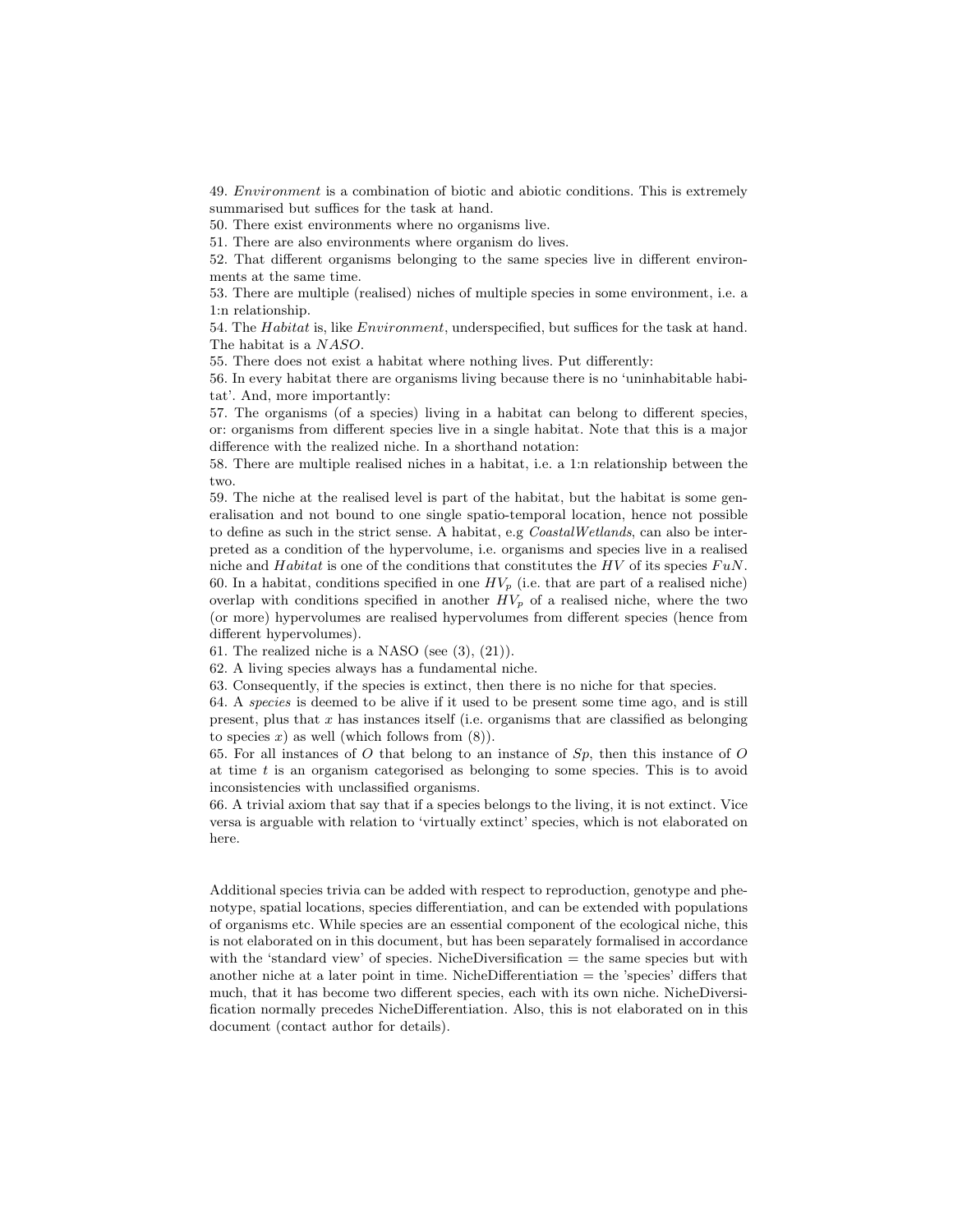49. *Environment* is a combination of biotic and abiotic conditions. This is extremely summarised but suffices for the task at hand.
50. There exist environments where no organisms live.
51. There are also environments where organism do lives.
52. That different organisms belonging to the same species live in different environments at the same time.
53. There are multiple (realised) niches of multiple species in some environment, i.e. a 1:n relationship.
54. The *Habitat* is, like *Environment*, underspecified, but suffices for the task at hand. The habitat is a $NASO$.
55. There does not exist a habitat where nothing lives. Put differently:
56. In every habitat there are organisms living because there is no 'uninhabitable habitat'. And, more importantly:
57. The organisms (of a species) living in a habitat can belong to different species, or: organisms from different species live in a single habitat. Note that this is a major difference with the realized niche. In a shorthand notation:
58. There are multiple realised niches in a habitat, i.e. a 1:n relationship between the two.
59. The niche at the realised level is part of the habitat, but the habitat is some generalisation and not bound to one single spatio-temporal location, hence not possible to define as such in the strict sense. A habitat, e.g *CoastalWetlands*, can also be interpreted as a condition of the hypervolume, i.e. organisms and species live in a realised niche and $Habitat$ is one of the conditions that constitutes the $HV$ of its species $FuN$.
60. In a habitat, conditions specified in one $HV_p$ (i.e. that are part of a realised niche) overlap with conditions specified in another $HV_p$ of a realised niche, where the two (or more) hypervolumes are realised hypervolumes from different species (hence from different hypervolumes).
61. The realized niche is a NASO (see (3), (21)).
62. A living species always has a fundamental niche.
63. Consequently, if the species is extinct, then there is no niche for that species.
64. A *species* is deemed to be alive if it used to be present some time ago, and is still present, plus that $x$ has instances itself (i.e. organisms that are classified as belonging to species $x$) as well (which follows from (8)).
65. For all instances of $O$ that belong to an instance of $Sp$, then this instance of $O$ at time $t$ is an organism categorised as belonging to some species. This is to avoid inconsistencies with unclassified organisms.
66. A trivial axiom that say that if a species belongs to the living, it is not extinct. Vice versa is arguable with relation to 'virtually extinct' species, which is not elaborated on here.

Additional species trivia can be added with respect to reproduction, genotype and phenotype, spatial locations, species differentiation, and can be extended with populations of organisms etc. While species are an essential component of the ecological niche, this is not elaborated on in this document, but has been separately formalised in accordance with the 'standard view' of species. NicheDiversification = the same species but with another niche at a later point in time. NicheDifferentiation = the 'species' differs that much, that it has become two different species, each with its own niche. NicheDiversification normally precedes NicheDifferentiation. Also, this is not elaborated on in this document (contact author for details).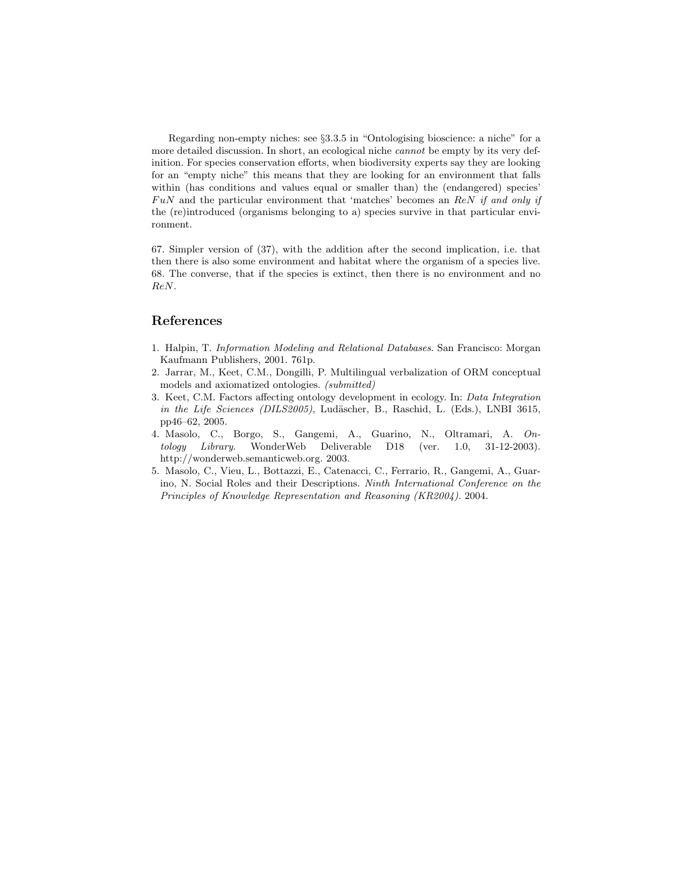Regarding non-empty niches: see §3.3.5 in "Ontologising bioscience: a niche" for a more detailed discussion. In short, an ecological niche *cannot* be empty by its very definition. For species conservation efforts, when biodiversity experts say they are looking for an "empty niche" this means that they are looking for an environment that falls within (has conditions and values equal or smaller than) the (endangered) species' *FuN* and the particular environment that 'matches' becomes an *ReN if and only if* the (re)introduced (organisms belonging to a) species survive in that particular environment.

67. Simpler version of (37), with the addition after the second implication, i.e. that then there is also some environment and habitat where the organism of a species live.
68. The converse, that if the species is extinct, then there is no environment and no *ReN*.

## References

1. Halpin, T. *Information Modeling and Relational Databases*. San Francisco: Morgan Kaufmann Publishers, 2001. 761p.
2. Jarrar, M., Keet, C.M., Dongilli, P. Multilingual verbalization of ORM conceptual models and axiomatized ontologies. *(submitted)*
3. Keet, C.M. Factors affecting ontology development in ecology. In: *Data Integration in the Life Sciences (DILS2005)*, Ludäscher, B., Raschid, L. (Eds.), LNBI 3615, pp46–62, 2005.
4. Masolo, C., Borgo, S., Gangemi, A., Guarino, N., Oltramari, A. *Ontology Library*. WonderWeb Deliverable D18 (ver. 1.0, 31-12-2003). http://wonderweb.semanticweb.org. 2003.
5. Masolo, C., Vieu, L., Bottazzi, E., Catenacci, C., Ferrario, R., Gangemi, A., Guarino, N. Social Roles and their Descriptions. *Ninth International Conference on the Principles of Knowledge Representation and Reasoning (KR2004)*. 2004.